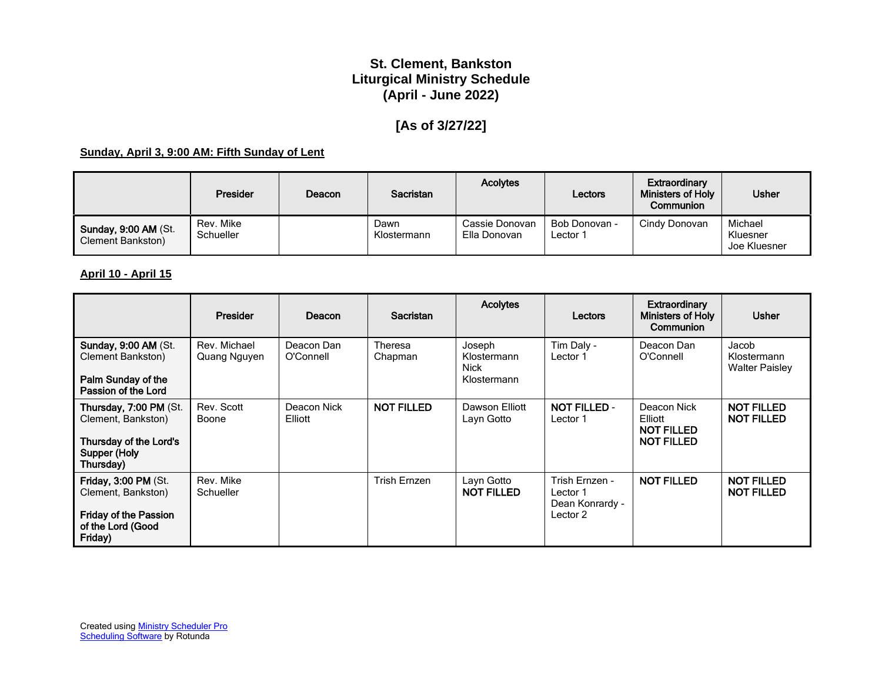# St. Clement, Bankston
# Liturgical Ministry Schedule
# (April - June 2022)

## [As of 3/27/22]

**Sunday, April 3, 9:00 AM: Fifth Sunday of Lent**

| | Presider | Deacon | Sacristan | Acolytes | Lectors | Extraordinary Ministers of Holy Communion | Usher |
|---|---|---|---|---|---|---|---|
| **Sunday, 9:00 AM** (St. Clement Bankston) | Rev. Mike Schueller | | Dawn Klostermann | Cassie Donovan<br>Ella Donovan | Bob Donovan - Lector 1 | Cindy Donovan | Michael Kluesner<br>Joe Kluesner |

**April 10 - April 15**

| | Presider | Deacon | Sacristan | Acolytes | Lectors | Extraordinary Ministers of Holy Communion | Usher |
|---|---|---|---|---|---|---|---|
| **Sunday, 9:00 AM** (St. Clement Bankston)<br><br>**Palm Sunday of the Passion of the Lord** | Rev. Michael Quang Nguyen | Deacon Dan O'Connell | Theresa Chapman | Joseph Klostermann<br>Nick Klostermann | Tim Daly - Lector 1 | Deacon Dan O'Connell | Jacob Klostermann<br>Walter Paisley |
| **Thursday, 7:00 PM** (St. Clement, Bankston)<br><br>**Thursday of the Lord's Supper (Holy Thursday)** | Rev. Scott Boone | Deacon Nick Elliott | **NOT FILLED** | Dawson Elliott<br>Layn Gotto | **NOT FILLED** - Lector 1 | Deacon Nick Elliott<br>**NOT FILLED**<br>**NOT FILLED** | **NOT FILLED**<br>**NOT FILLED** |
| **Friday, 3:00 PM** (St. Clement, Bankston)<br><br>**Friday of the Passion of the Lord (Good Friday)** | Rev. Mike Schueller | | Trish Ernzen | Layn Gotto<br>**NOT FILLED** | Trish Ernzen - Lector 1<br>Dean Konrardy - Lector 2 | **NOT FILLED** | **NOT FILLED**<br>**NOT FILLED** |

Created using Ministry Scheduler Pro Scheduling Software by Rotunda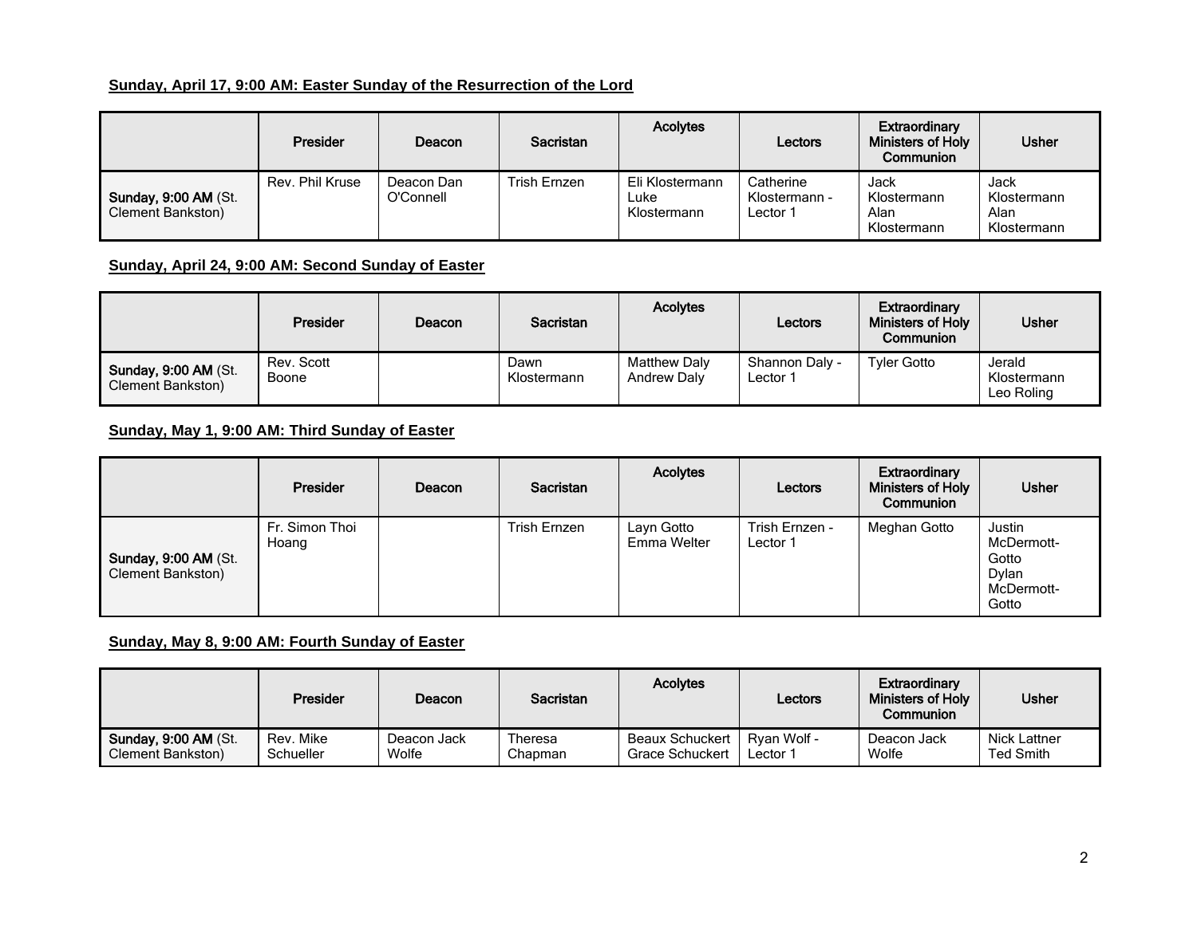**Sunday, April 17, 9:00 AM: Easter Sunday of the Resurrection of the Lord**

| | Presider | Deacon | Sacristan | Acolytes | Lectors | Extraordinary Ministers of Holy Communion | Usher |
|---|---|---|---|---|---|---|---|
| **Sunday, 9:00 AM** (St. Clement Bankston) | Rev. Phil Kruse | Deacon Dan O'Connell | Trish Ernzen | Eli Klostermann<br>Luke Klostermann | Catherine Klostermann - Lector 1 | Jack Klostermann<br>Alan Klostermann | Jack Klostermann<br>Alan Klostermann |

**Sunday, April 24, 9:00 AM: Second Sunday of Easter**

| | Presider | Deacon | Sacristan | Acolytes | Lectors | Extraordinary Ministers of Holy Communion | Usher |
|---|---|---|---|---|---|---|---|
| **Sunday, 9:00 AM** (St. Clement Bankston) | Rev. Scott Boone | | Dawn Klostermann | Matthew Daly<br>Andrew Daly | Shannon Daly - Lector 1 | Tyler Gotto | Jerald Klostermann<br>Leo Roling |

**Sunday, May 1, 9:00 AM: Third Sunday of Easter**

| | Presider | Deacon | Sacristan | Acolytes | Lectors | Extraordinary Ministers of Holy Communion | Usher |
|---|---|---|---|---|---|---|---|
| **Sunday, 9:00 AM** (St. Clement Bankston) | Fr. Simon Thoi Hoang | | Trish Ernzen | Layn Gotto<br>Emma Welter | Trish Ernzen - Lector 1 | Meghan Gotto | Justin McDermott-Gotto<br>Dylan McDermott-Gotto |

**Sunday, May 8, 9:00 AM: Fourth Sunday of Easter**

| | Presider | Deacon | Sacristan | Acolytes | Lectors | Extraordinary Ministers of Holy Communion | Usher |
|---|---|---|---|---|---|---|---|
| **Sunday, 9:00 AM** (St. Clement Bankston) | Rev. Mike Schueller | Deacon Jack Wolfe | Theresa Chapman | Beaux Schuckert<br>Grace Schuckert | Ryan Wolf - Lector 1 | Deacon Jack Wolfe | Nick Lattner<br>Ted Smith |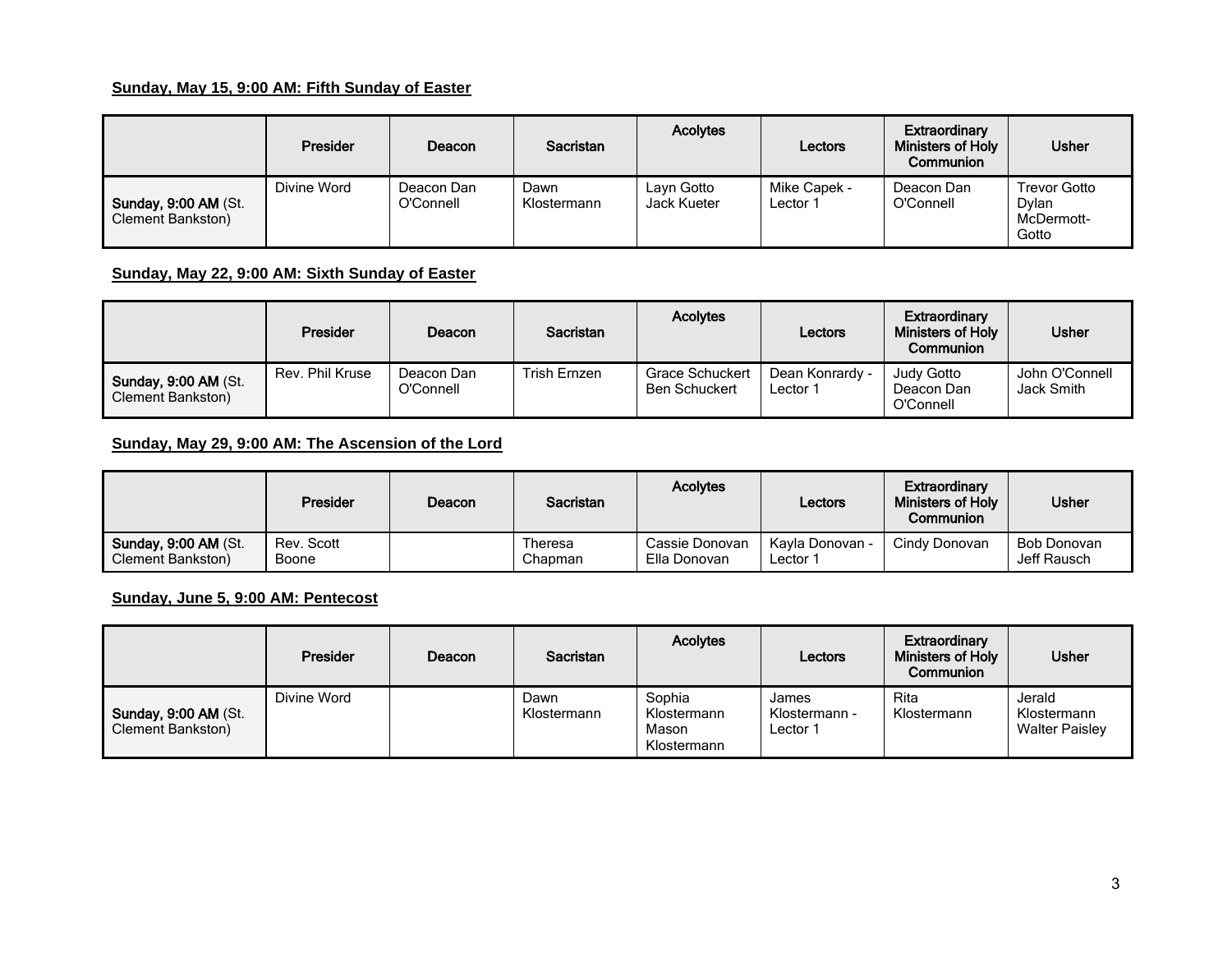**Sunday, May 15, 9:00 AM: Fifth Sunday of Easter**

| | Presider | Deacon | Sacristan | Acolytes | Lectors | Extraordinary Ministers of Holy Communion | Usher |
|---|---|---|---|---|---|---|---|
| **Sunday, 9:00 AM** (St. Clement Bankston) | Divine Word | Deacon Dan O'Connell | Dawn Klostermann | Layn Gotto<br>Jack Kueter | Mike Capek - Lector 1 | Deacon Dan O'Connell | Trevor Gotto<br>Dylan McDermott-Gotto |

**Sunday, May 22, 9:00 AM: Sixth Sunday of Easter**

| | Presider | Deacon | Sacristan | Acolytes | Lectors | Extraordinary Ministers of Holy Communion | Usher |
|---|---|---|---|---|---|---|---|
| **Sunday, 9:00 AM** (St. Clement Bankston) | Rev. Phil Kruse | Deacon Dan O'Connell | Trish Ernzen | Grace Schuckert<br>Ben Schuckert | Dean Konrardy - Lector 1 | Judy Gotto<br>Deacon Dan O'Connell | John O'Connell<br>Jack Smith |

**Sunday, May 29, 9:00 AM: The Ascension of the Lord**

| | Presider | Deacon | Sacristan | Acolytes | Lectors | Extraordinary Ministers of Holy Communion | Usher |
|---|---|---|---|---|---|---|---|
| **Sunday, 9:00 AM** (St. Clement Bankston) | Rev. Scott Boone | | Theresa Chapman | Cassie Donovan<br>Ella Donovan | Kayla Donovan - Lector 1 | Cindy Donovan | Bob Donovan<br>Jeff Rausch |

**Sunday, June 5, 9:00 AM: Pentecost**

| | Presider | Deacon | Sacristan | Acolytes | Lectors | Extraordinary Ministers of Holy Communion | Usher |
|---|---|---|---|---|---|---|---|
| **Sunday, 9:00 AM** (St. Clement Bankston) | Divine Word | | Dawn Klostermann | Sophia Klostermann<br>Mason Klostermann | James Klostermann - Lector 1 | Rita Klostermann | Jerald Klostermann<br>Walter Paisley |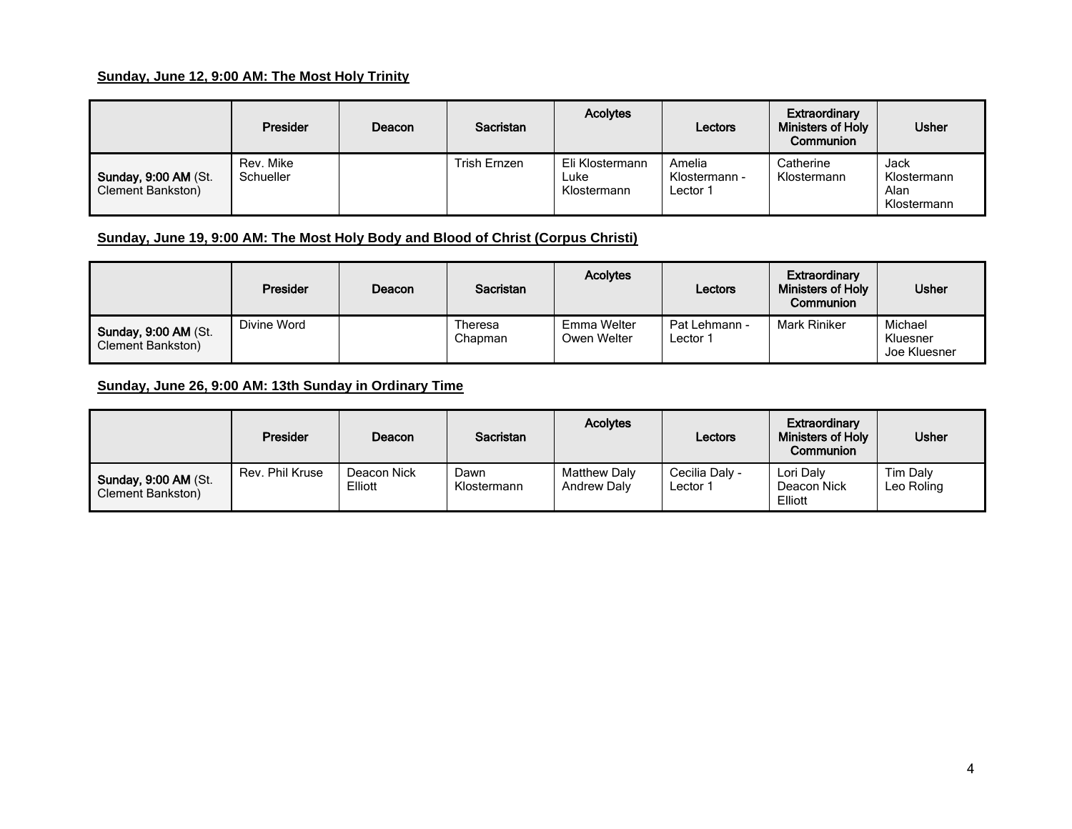**Sunday, June 12, 9:00 AM: The Most Holy Trinity**

| | Presider | Deacon | Sacristan | Acolytes | Lectors | Extraordinary Ministers of Holy Communion | Usher |
|---|---|---|---|---|---|---|---|
| **Sunday, 9:00 AM** (St. Clement Bankston) | Rev. Mike Schueller | | Trish Ernzen | Eli Klostermann<br>Luke Klostermann | Amelia Klostermann - Lector 1 | Catherine Klostermann | Jack Klostermann<br>Alan Klostermann |

**Sunday, June 19, 9:00 AM: The Most Holy Body and Blood of Christ (Corpus Christi)**

| | Presider | Deacon | Sacristan | Acolytes | Lectors | Extraordinary Ministers of Holy Communion | Usher |
|---|---|---|---|---|---|---|---|
| **Sunday, 9:00 AM** (St. Clement Bankston) | Divine Word | | Theresa Chapman | Emma Welter<br>Owen Welter | Pat Lehmann - Lector 1 | Mark Riniker | Michael Kluesner<br>Joe Kluesner |

**Sunday, June 26, 9:00 AM: 13th Sunday in Ordinary Time**

| | Presider | Deacon | Sacristan | Acolytes | Lectors | Extraordinary Ministers of Holy Communion | Usher |
|---|---|---|---|---|---|---|---|
| **Sunday, 9:00 AM** (St. Clement Bankston) | Rev. Phil Kruse | Deacon Nick Elliott | Dawn Klostermann | Matthew Daly<br>Andrew Daly | Cecilia Daly - Lector 1 | Lori Daly<br>Deacon Nick Elliott | Tim Daly<br>Leo Roling |